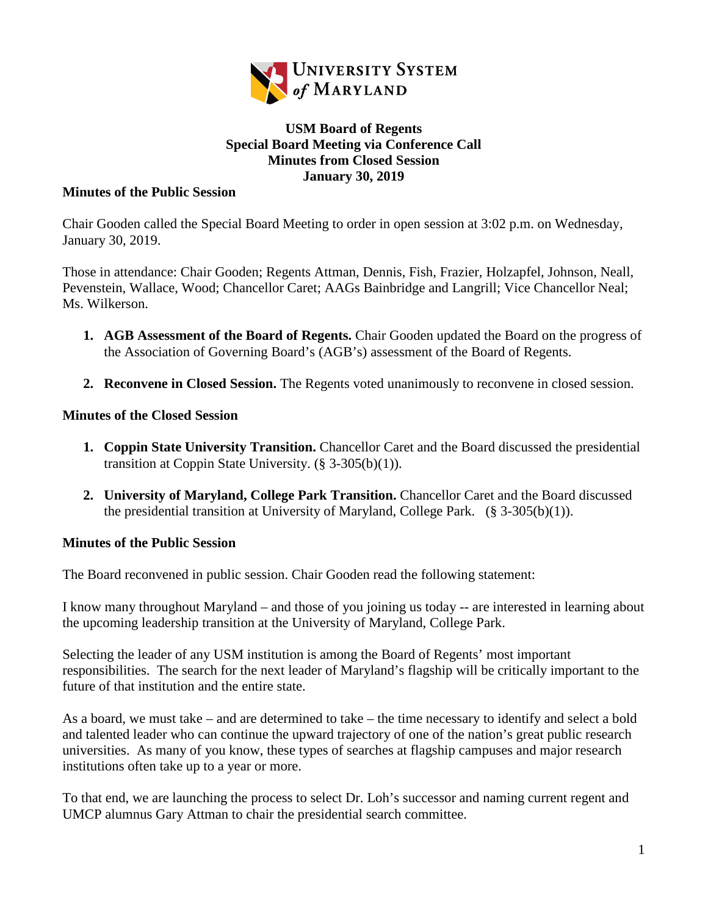University System of Maryland

**USM Board of Regents**
**Special Board Meeting via Conference Call**
**Minutes from Closed Session**
**January 30, 2019**

**Minutes of the Public Session**

Chair Gooden called the Special Board Meeting to order in open session at 3:02 p.m. on Wednesday, January 30, 2019.

Those in attendance: Chair Gooden; Regents Attman, Dennis, Fish, Frazier, Holzapfel, Johnson, Neall, Pevenstein, Wallace, Wood; Chancellor Caret; AAGs Bainbridge and Langrill; Vice Chancellor Neal; Ms. Wilkerson.

1. **AGB Assessment of the Board of Regents.** Chair Gooden updated the Board on the progress of the Association of Governing Board's (AGB's) assessment of the Board of Regents.

2. **Reconvene in Closed Session.** The Regents voted unanimously to reconvene in closed session.

**Minutes of the Closed Session**

1. **Coppin State University Transition.** Chancellor Caret and the Board discussed the presidential transition at Coppin State University. (§ 3-305(b)(1)).

2. **University of Maryland, College Park Transition.** Chancellor Caret and the Board discussed the presidential transition at University of Maryland, College Park. (§ 3-305(b)(1)).

**Minutes of the Public Session**

The Board reconvened in public session. Chair Gooden read the following statement:

I know many throughout Maryland – and those of you joining us today -- are interested in learning about the upcoming leadership transition at the University of Maryland, College Park.

Selecting the leader of any USM institution is among the Board of Regents' most important responsibilities. The search for the next leader of Maryland's flagship will be critically important to the future of that institution and the entire state.

As a board, we must take – and are determined to take – the time necessary to identify and select a bold and talented leader who can continue the upward trajectory of one of the nation's great public research universities. As many of you know, these types of searches at flagship campuses and major research institutions often take up to a year or more.

To that end, we are launching the process to select Dr. Loh's successor and naming current regent and UMCP alumnus Gary Attman to chair the presidential search committee.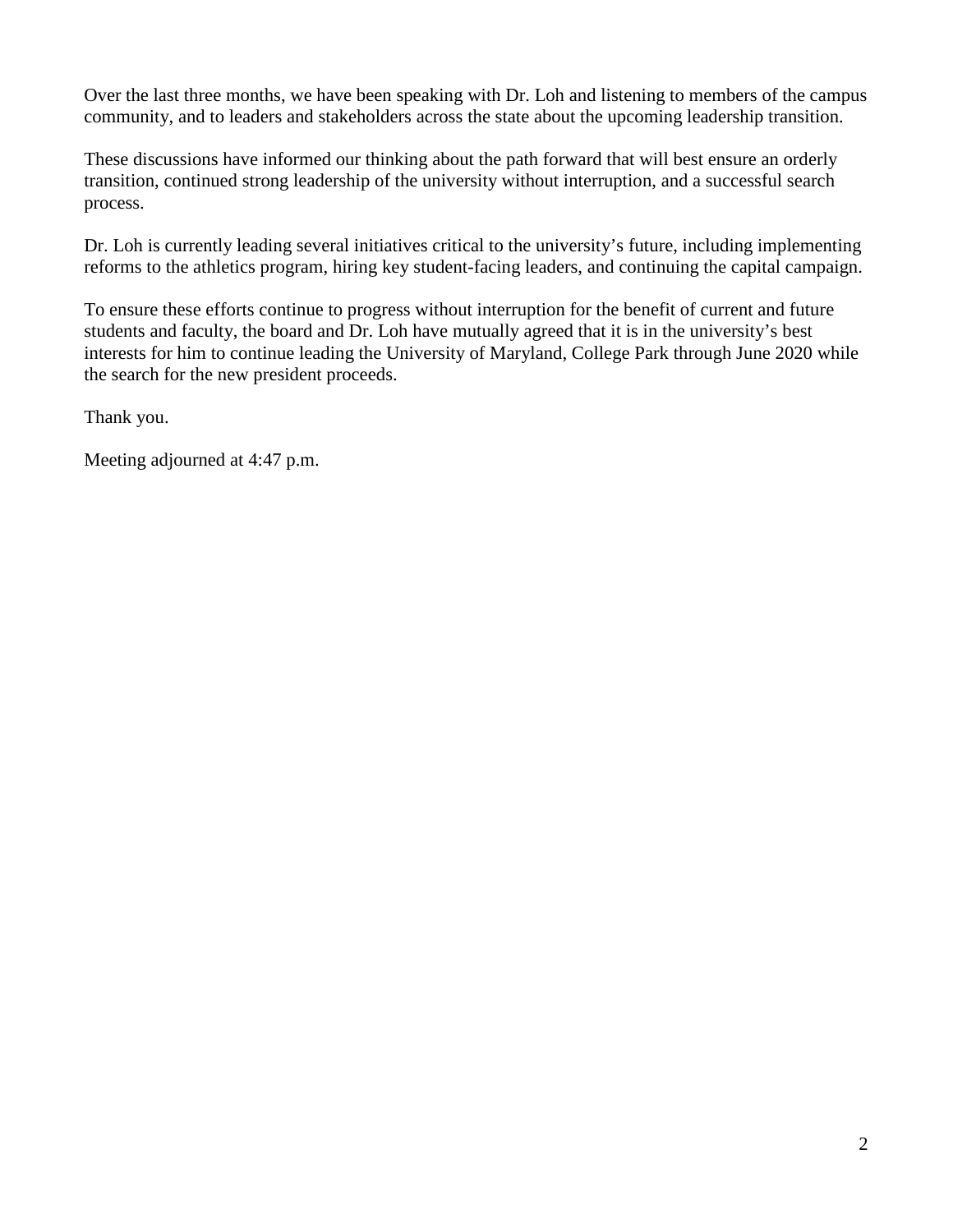Over the last three months, we have been speaking with Dr. Loh and listening to members of the campus community, and to leaders and stakeholders across the state about the upcoming leadership transition.

These discussions have informed our thinking about the path forward that will best ensure an orderly transition, continued strong leadership of the university without interruption, and a successful search process.

Dr. Loh is currently leading several initiatives critical to the university's future, including implementing reforms to the athletics program, hiring key student-facing leaders, and continuing the capital campaign.

To ensure these efforts continue to progress without interruption for the benefit of current and future students and faculty, the board and Dr. Loh have mutually agreed that it is in the university's best interests for him to continue leading the University of Maryland, College Park through June 2020 while the search for the new president proceeds.

Thank you.

Meeting adjourned at 4:47 p.m.